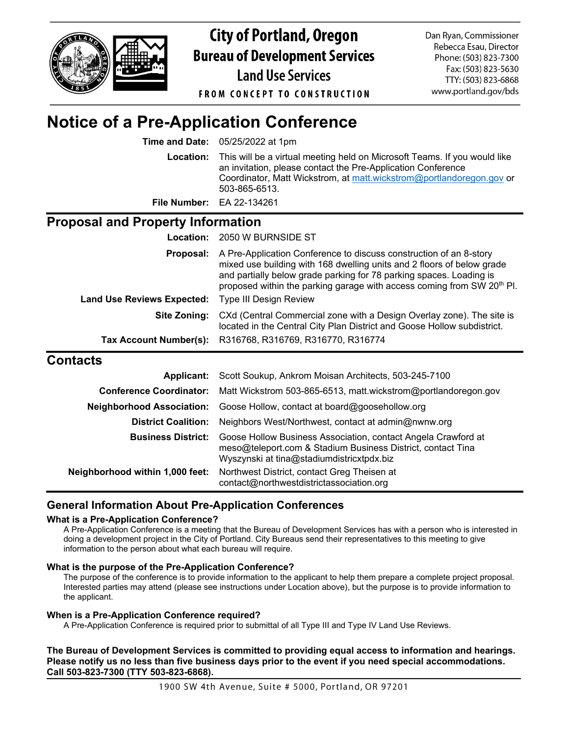**City of Portland, Oregon**
**Bureau of Development Services**
**Land Use Services**
FROM CONCEPT TO CONSTRUCTION

Dan Ryan, Commissioner
Rebecca Esau, Director
Phone: (503) 823-7300
Fax: (503) 823-5630
TTY: (503) 823-6868
www.portland.gov/bds

# Notice of a Pre-Application Conference

**Time and Date:** 05/25/2022 at 1pm

**Location:** This will be a virtual meeting held on Microsoft Teams. If you would like an invitation, please contact the Pre-Application Conference Coordinator, Matt Wickstrom, at matt.wickstrom@portlandoregon.gov or 503-865-6513.

**File Number:** EA 22-134261

## Proposal and Property Information

**Location:** 2050 W BURNSIDE ST

**Proposal:** A Pre-Application Conference to discuss construction of an 8-story mixed use building with 168 dwelling units and 2 floors of below grade and partially below grade parking for 78 parking spaces. Loading is proposed within the parking garage with access coming from SW 20th Pl.

**Land Use Reviews Expected:** Type III Design Review

**Site Zoning:** CXd (Central Commercial zone with a Design Overlay zone). The site is located in the Central City Plan District and Goose Hollow subdistrict.

**Tax Account Number(s):** R316768, R316769, R316770, R316774

## Contacts

**Applicant:** Scott Soukup, Ankrom Moisan Architects, 503-245-7100

**Conference Coordinator:** Matt Wickstrom 503-865-6513, matt.wickstrom@portlandoregon.gov

**Neighborhood Association:** Goose Hollow, contact at board@goosehollow.org

**District Coalition:** Neighbors West/Northwest, contact at admin@nwnw.org

**Business District:** Goose Hollow Business Association, contact Angela Crawford at meso@teleport.com & Stadium Business District, contact Tina Wyszynski at tina@stadiumdistrictpdx.biz

**Neighborhood within 1,000 feet:** Northwest District, contact Greg Theisen at contact@northwestdistrictassociation.org

## General Information About Pre-Application Conferences

### What is a Pre-Application Conference?

A Pre-Application Conference is a meeting that the Bureau of Development Services has with a person who is interested in doing a development project in the City of Portland. City Bureaus send their representatives to this meeting to give information to the person about what each bureau will require.

### What is the purpose of the Pre-Application Conference?

The purpose of the conference is to provide information to the applicant to help them prepare a complete project proposal. Interested parties may attend (please see instructions under Location above), but the purpose is to provide information to the applicant.

### When is a Pre-Application Conference required?

A Pre-Application Conference is required prior to submittal of all Type III and Type IV Land Use Reviews.

**The Bureau of Development Services is committed to providing equal access to information and hearings. Please notify us no less than five business days prior to the event if you need special accommodations. Call 503-823-7300 (TTY 503-823-6868).**

1900 SW 4th Avenue, Suite # 5000, Portland, OR 97201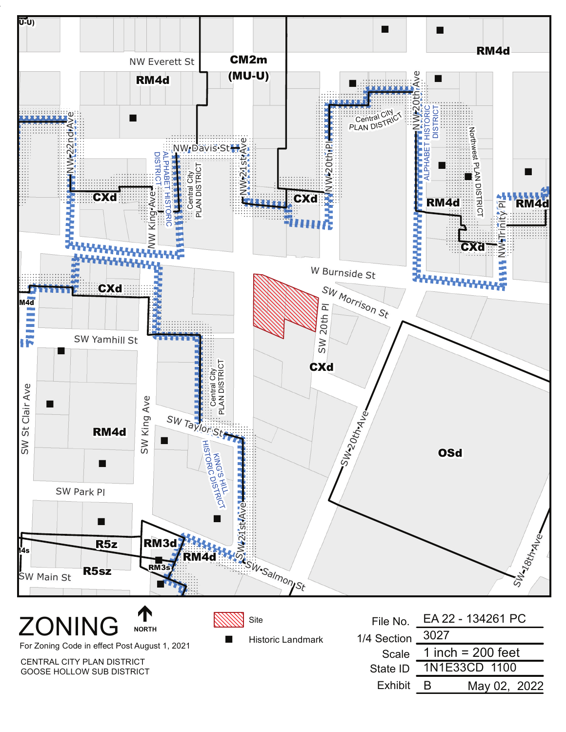# ZONING

NORTH

For Zoning Code in effect Post August 1, 2021

CENTRAL CITY PLAN DISTRICT
GOOSE HOLLOW SUB DISTRICT

Site

Historic Landmark

| | |
|---|---|
| File No. | EA 22 - 134261 PC |
| 1/4 Section | 3027 |
| Scale | 1 inch = 200 feet |
| State ID | 1N1E33CD 1100 |
| Exhibit | B May 02, 2022 |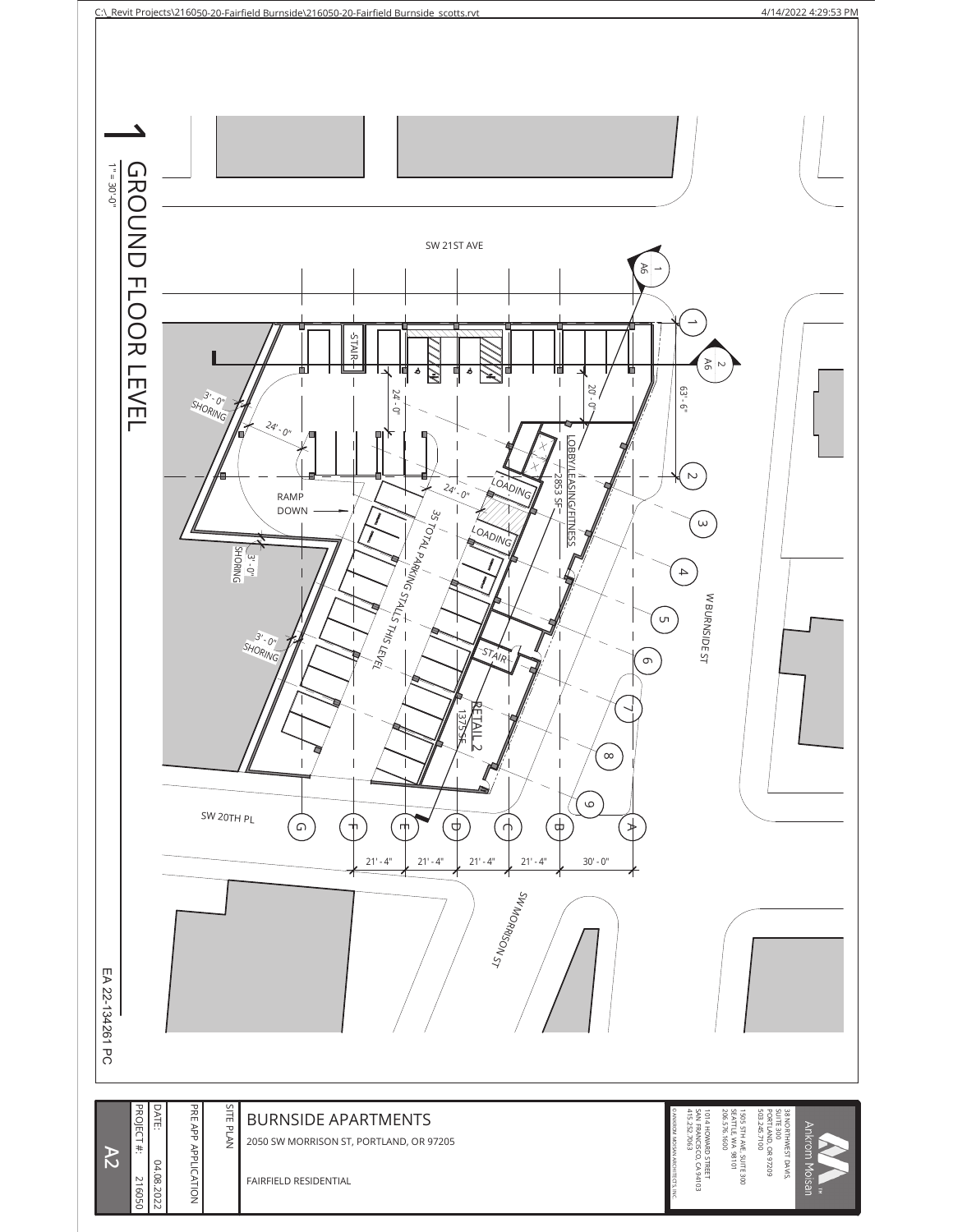C:\_Revit Projects\216050-20-Fairfield Burnside\216050-20-Fairfield Burnside_scotts.rvt

4/14/2022 4:29:53 PM

# 1 GROUND FLOOR LEVEL

1" = 30'-0"

SW 21ST AVE

W BURNSIDE ST

SW 20TH PL

SW MORRISON ST

LOBBY/LEASING/FITNESS
2853 SF

RETAIL 2
1375 SF

35 TOTAL PARKING STALLS THIS LEVEL

RAMP DOWN

LOADING

LOADING

STAIR

STAIR

3' - 0" SHORING

3' - 0" SHORING

3' - 0" SHORING

24' - 0"

24' - 0"

24' - 0"

20' - 0"

63' - 6"

21' - 4" | 21' - 4" | 21' - 4" | 21' - 4" | 30' - 0"

Gridlines: 1, 2, 3, 4, 5, 6, 7, 8, 9; A, B, C, D, E, F, G

Sections: 1/A6, 2/A6

EA 22-134261 PC

**BURNSIDE APARTMENTS**

2050 SW MORRISON ST, PORTLAND, OR 97205

FAIRFIELD RESIDENTIAL

SITE PLAN

PRE APP APPLICATION

DATE: 04.08.2022

PROJECT #: 216050

A2

Ankrom Moisan

38 NORTHWEST DAVIS, SUITE 300
PORTLAND, OR 97209
503.245.7100

1505 5TH AVE, SUITE 300
SEATTLE, WA 98101
206.576.1600

1014 HOWARD STREET
SAN FRANCISCO, CA 94103
415.252.7063

©ANKROM MOISAN ARCHITECTS, INC.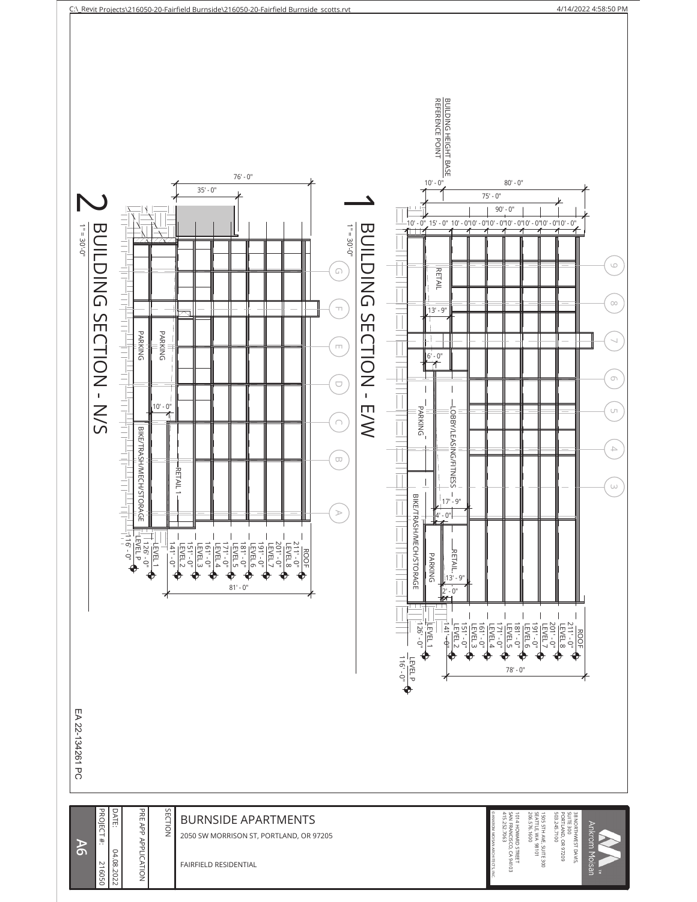C:\_Revit Projects\216050-20-Fairfield Burnside\216050-20-Fairfield Burnside_scotts.rvt

4/14/2022 4:58:50 PM

## 1 BUILDING SECTION - E/W

1" = 30'-0"

BUILDING HEIGHT BASE REFERENCE POINT

80' - 0"

10' - 0"

75' - 0"

90' - 0"

10' - 0" 15' - 0" 10' - 0" 10' - 0" 10' - 0" 10' - 0" 10' - 0" 10' - 0" 10' - 0"

9 8 7 6 5 4 3

RETAIL

13' - 9"

6' - 0"

LOBBY/LEASING/FITNESS

PARKING

17' - 9"

4' - 0"

BIKE/TRASH/MECH/STORAGE

PARKING

RETAIL

13' - 9"

2' - 0"

ROOF 211' - 0"

LEVEL 8 201' - 0"

LEVEL 7 191' - 0"

LEVEL 6 181' - 0"

LEVEL 5 171' - 0"

LEVEL 4 161' - 0"

LEVEL 3 151' - 0"

LEVEL 2 141' - 0"

LEVEL 1 126' - 0"

LEVEL P 116' - 0"

78' - 0"

## 2 BUILDING SECTION - N/S

1" = 30'-0"

76' - 0"

35' - 0"

G F E D C B A

PARKING

PARKING

10' - 0"

BIKE/TRASH/MECH/STORAGE

RETAIL 1

ROOF 211' - 0"

LEVEL 8 201' - 0"

LEVEL 7 191' - 0"

LEVEL 6 181' - 0"

LEVEL 5 171' - 0"

LEVEL 4 161' - 0"

LEVEL 3 151' - 0"

LEVEL 2 141' - 0"

LEVEL 1 126' - 0"

LEVEL P 116' - 0"

81' - 0"

EA 22-134261 PC

# BURNSIDE APARTMENTS

2050 SW MORRISON ST, PORTLAND, OR 97205

FAIRFIELD RESIDENTIAL

SECTION

PRE APP APPLICATION

DATE: 04.08.2022

PROJECT #: 216050

A6

Ankrom Moisan

38 NORTHWEST DAVIS, SUITE 300, PORTLAND, OR 97209, 503.245.7100

1505 5TH AVE, SUITE 300, SEATTLE, WA 98101, 206.576.1600

1014 HOWARD STREET, SAN FRANCISCO, CA 94103, 415.252.7063

©ANKROM MOISAN ARCHITECTS, INC.